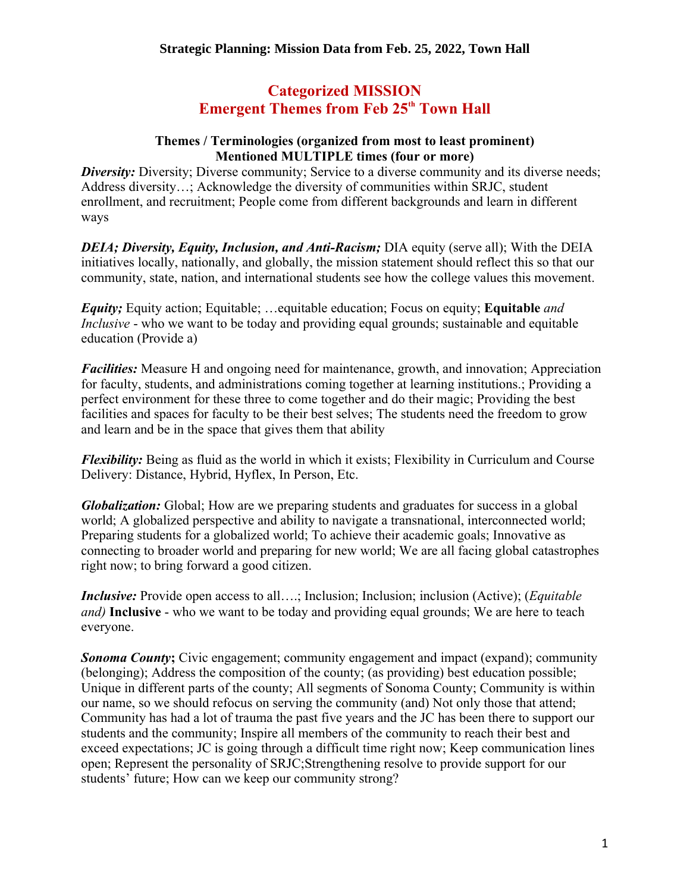**Strategic Planning: Mission Data from Feb. 25, 2022, Town Hall**

# Categorized MISSION
# Emergent Themes from Feb 25th Town Hall

### Themes / Terminologies (organized from most to least prominent)
### Mentioned MULTIPLE times (four or more)

***Diversity:*** Diversity; Diverse community; Service to a diverse community and its diverse needs; Address diversity…; Acknowledge the diversity of communities within SRJC, student enrollment, and recruitment; People come from different backgrounds and learn in different ways

***DEIA; Diversity, Equity, Inclusion, and Anti-Racism;*** DIA equity (serve all); With the DEIA initiatives locally, nationally, and globally, the mission statement should reflect this so that our community, state, nation, and international students see how the college values this movement.

***Equity;*** Equity action; Equitable; …equitable education; Focus on equity; **Equitable** *and Inclusive* - who we want to be today and providing equal grounds; sustainable and equitable education (Provide a)

***Facilities:*** Measure H and ongoing need for maintenance, growth, and innovation; Appreciation for faculty, students, and administrations coming together at learning institutions.; Providing a perfect environment for these three to come together and do their magic; Providing the best facilities and spaces for faculty to be their best selves; The students need the freedom to grow and learn and be in the space that gives them that ability

***Flexibility:*** Being as fluid as the world in which it exists; Flexibility in Curriculum and Course Delivery: Distance, Hybrid, Hyflex, In Person, Etc.

***Globalization:*** Global; How are we preparing students and graduates for success in a global world; A globalized perspective and ability to navigate a transnational, interconnected world; Preparing students for a globalized world; To achieve their academic goals; Innovative as connecting to broader world and preparing for new world; We are all facing global catastrophes right now; to bring forward a good citizen.

***Inclusive:*** Provide open access to all….; Inclusion; Inclusion; inclusion (Active); (*Equitable and)* **Inclusive** - who we want to be today and providing equal grounds; We are here to teach everyone.

***Sonoma County*;** Civic engagement; community engagement and impact (expand); community (belonging); Address the composition of the county; (as providing) best education possible; Unique in different parts of the county; All segments of Sonoma County; Community is within our name, so we should refocus on serving the community (and) Not only those that attend; Community has had a lot of trauma the past five years and the JC has been there to support our students and the community; Inspire all members of the community to reach their best and exceed expectations; JC is going through a difficult time right now; Keep communication lines open; Represent the personality of SRJC;Strengthening resolve to provide support for our students' future; How can we keep our community strong?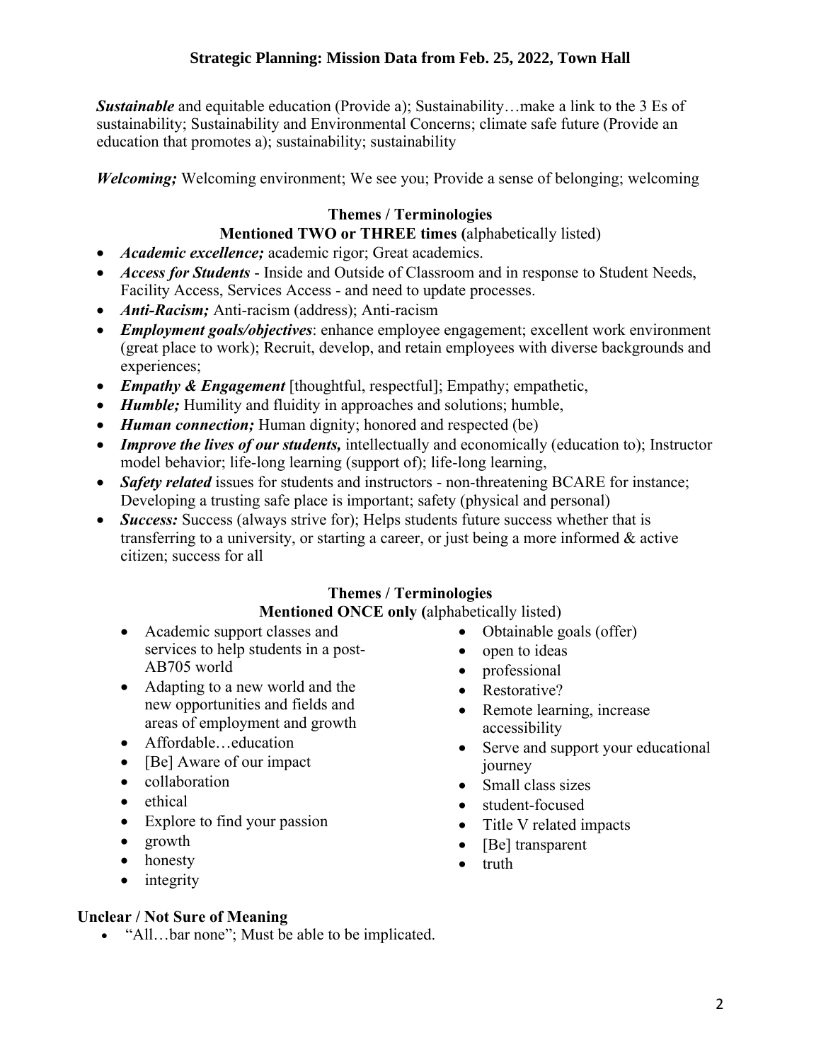# Strategic Planning: Mission Data from Feb. 25, 2022, Town Hall

***Sustainable*** and equitable education (Provide a); Sustainability…make a link to the 3 Es of sustainability; Sustainability and Environmental Concerns; climate safe future (Provide an education that promotes a); sustainability; sustainability

***Welcoming;*** Welcoming environment; We see you; Provide a sense of belonging; welcoming

### Themes / Terminologies
### Mentioned TWO or THREE times (alphabetically listed)

- ***Academic excellence;*** academic rigor; Great academics.
- ***Access for Students*** - Inside and Outside of Classroom and in response to Student Needs, Facility Access, Services Access - and need to update processes.
- ***Anti-Racism;*** Anti-racism (address); Anti-racism
- ***Employment goals/objectives***: enhance employee engagement; excellent work environment (great place to work); Recruit, develop, and retain employees with diverse backgrounds and experiences;
- ***Empathy & Engagement*** [thoughtful, respectful]; Empathy; empathetic,
- ***Humble;*** Humility and fluidity in approaches and solutions; humble,
- ***Human connection;*** Human dignity; honored and respected (be)
- ***Improve the lives of our students,*** intellectually and economically (education to); Instructor model behavior; life-long learning (support of); life-long learning,
- ***Safety related*** issues for students and instructors - non-threatening BCARE for instance; Developing a trusting safe place is important; safety (physical and personal)
- ***Success:*** Success (always strive for); Helps students future success whether that is transferring to a university, or starting a career, or just being a more informed & active citizen; success for all

### Themes / Terminologies
### Mentioned ONCE only (alphabetically listed)

- Academic support classes and services to help students in a post-AB705 world
- Adapting to a new world and the new opportunities and fields and areas of employment and growth
- Affordable…education
- [Be] Aware of our impact
- collaboration
- ethical
- Explore to find your passion
- growth
- honesty
- integrity
- Obtainable goals (offer)
- open to ideas
- professional
- Restorative?
- Remote learning, increase accessibility
- Serve and support your educational journey
- Small class sizes
- student-focused
- Title V related impacts
- [Be] transparent
- truth

### Unclear / Not Sure of Meaning

- "All…bar none"; Must be able to be implicated.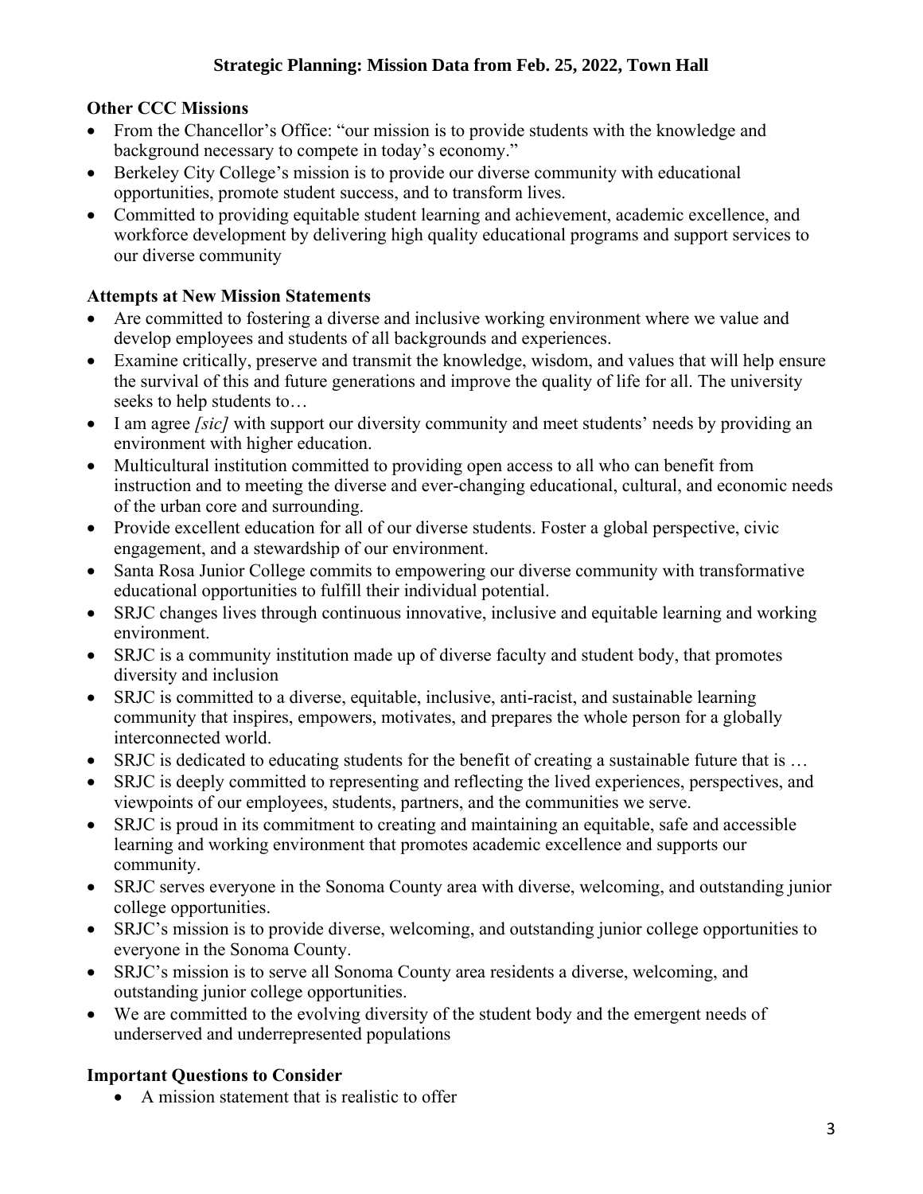# Strategic Planning: Mission Data from Feb. 25, 2022, Town Hall

## Other CCC Missions

- From the Chancellor's Office: "our mission is to provide students with the knowledge and background necessary to compete in today's economy."
- Berkeley City College's mission is to provide our diverse community with educational opportunities, promote student success, and to transform lives.
- Committed to providing equitable student learning and achievement, academic excellence, and workforce development by delivering high quality educational programs and support services to our diverse community

## Attempts at New Mission Statements

- Are committed to fostering a diverse and inclusive working environment where we value and develop employees and students of all backgrounds and experiences.
- Examine critically, preserve and transmit the knowledge, wisdom, and values that will help ensure the survival of this and future generations and improve the quality of life for all. The university seeks to help students to…
- I am agree *[sic]* with support our diversity community and meet students' needs by providing an environment with higher education.
- Multicultural institution committed to providing open access to all who can benefit from instruction and to meeting the diverse and ever-changing educational, cultural, and economic needs of the urban core and surrounding.
- Provide excellent education for all of our diverse students. Foster a global perspective, civic engagement, and a stewardship of our environment.
- Santa Rosa Junior College commits to empowering our diverse community with transformative educational opportunities to fulfill their individual potential.
- SRJC changes lives through continuous innovative, inclusive and equitable learning and working environment.
- SRJC is a community institution made up of diverse faculty and student body, that promotes diversity and inclusion
- SRJC is committed to a diverse, equitable, inclusive, anti-racist, and sustainable learning community that inspires, empowers, motivates, and prepares the whole person for a globally interconnected world.
- SRJC is dedicated to educating students for the benefit of creating a sustainable future that is …
- SRJC is deeply committed to representing and reflecting the lived experiences, perspectives, and viewpoints of our employees, students, partners, and the communities we serve.
- SRJC is proud in its commitment to creating and maintaining an equitable, safe and accessible learning and working environment that promotes academic excellence and supports our community.
- SRJC serves everyone in the Sonoma County area with diverse, welcoming, and outstanding junior college opportunities.
- SRJC's mission is to provide diverse, welcoming, and outstanding junior college opportunities to everyone in the Sonoma County.
- SRJC's mission is to serve all Sonoma County area residents a diverse, welcoming, and outstanding junior college opportunities.
- We are committed to the evolving diversity of the student body and the emergent needs of underserved and underrepresented populations

## Important Questions to Consider

- A mission statement that is realistic to offer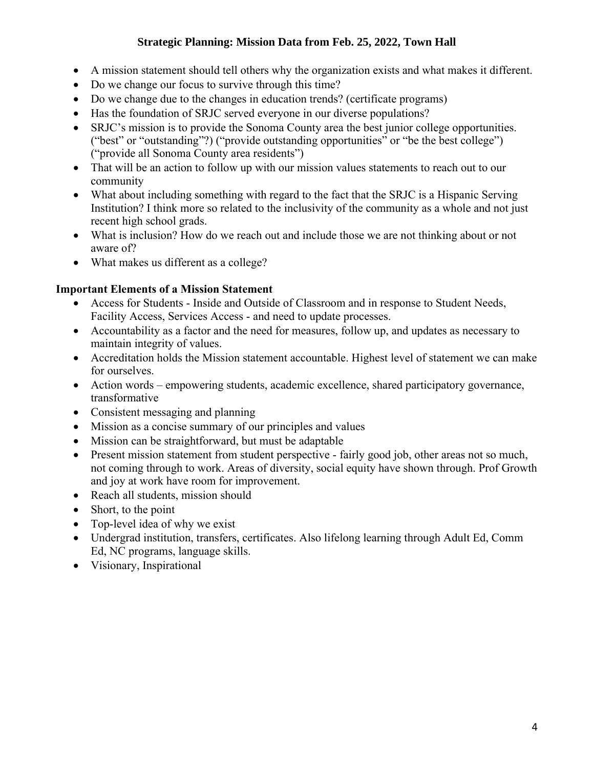# Strategic Planning: Mission Data from Feb. 25, 2022, Town Hall

- A mission statement should tell others why the organization exists and what makes it different.
- Do we change our focus to survive through this time?
- Do we change due to the changes in education trends? (certificate programs)
- Has the foundation of SRJC served everyone in our diverse populations?
- SRJC's mission is to provide the Sonoma County area the best junior college opportunities. ("best" or "outstanding"?) ("provide outstanding opportunities" or "be the best college") ("provide all Sonoma County area residents")
- That will be an action to follow up with our mission values statements to reach out to our community
- What about including something with regard to the fact that the SRJC is a Hispanic Serving Institution? I think more so related to the inclusivity of the community as a whole and not just recent high school grads.
- What is inclusion? How do we reach out and include those we are not thinking about or not aware of?
- What makes us different as a college?

## Important Elements of a Mission Statement

- Access for Students - Inside and Outside of Classroom and in response to Student Needs, Facility Access, Services Access - and need to update processes.
- Accountability as a factor and the need for measures, follow up, and updates as necessary to maintain integrity of values.
- Accreditation holds the Mission statement accountable. Highest level of statement we can make for ourselves.
- Action words – empowering students, academic excellence, shared participatory governance, transformative
- Consistent messaging and planning
- Mission as a concise summary of our principles and values
- Mission can be straightforward, but must be adaptable
- Present mission statement from student perspective - fairly good job, other areas not so much, not coming through to work. Areas of diversity, social equity have shown through. Prof Growth and joy at work have room for improvement.
- Reach all students, mission should
- Short, to the point
- Top-level idea of why we exist
- Undergrad institution, transfers, certificates. Also lifelong learning through Adult Ed, Comm Ed, NC programs, language skills.
- Visionary, Inspirational